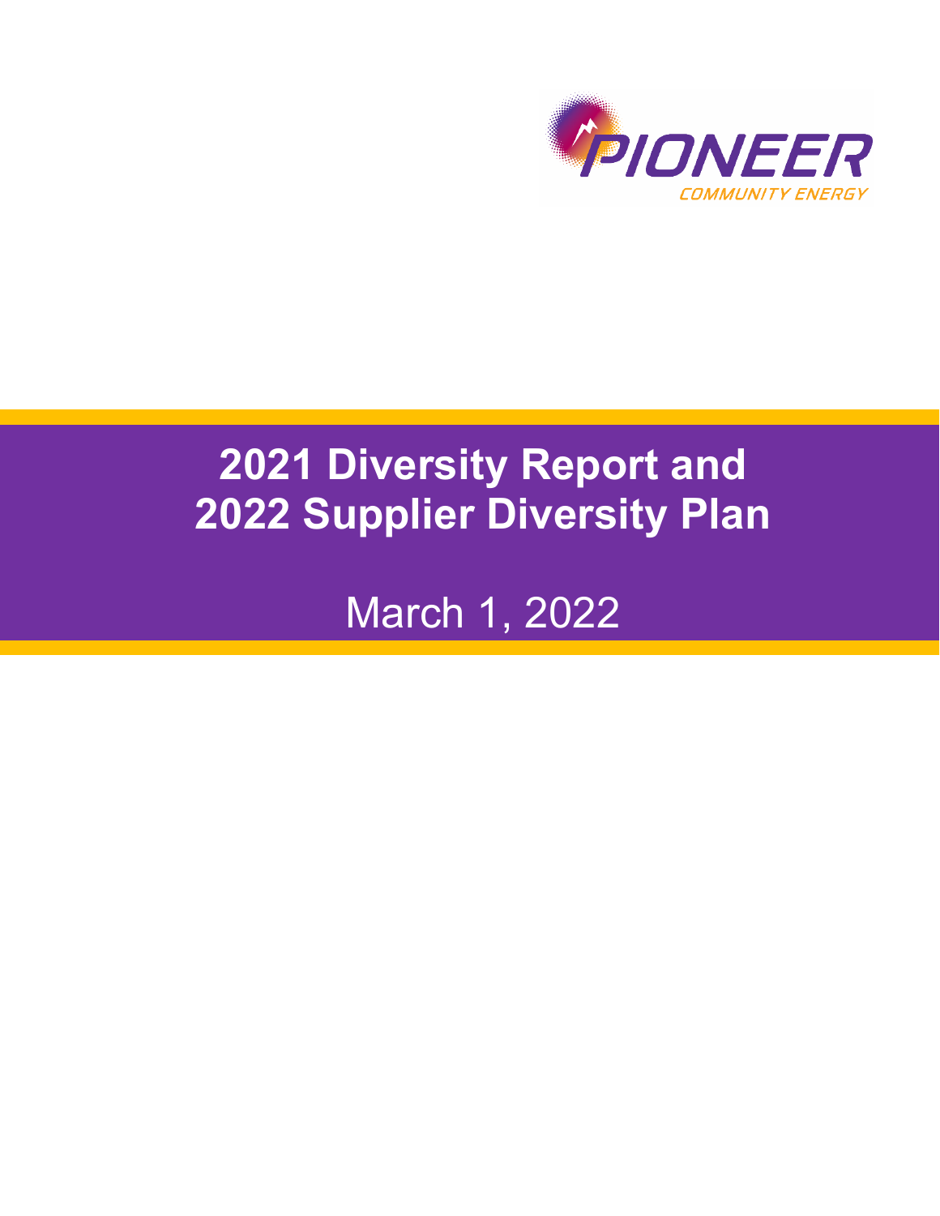PIONEER

COMMUNITY ENERGY

# 2021 Diversity Report and 2022 Supplier Diversity Plan

March 1, 2022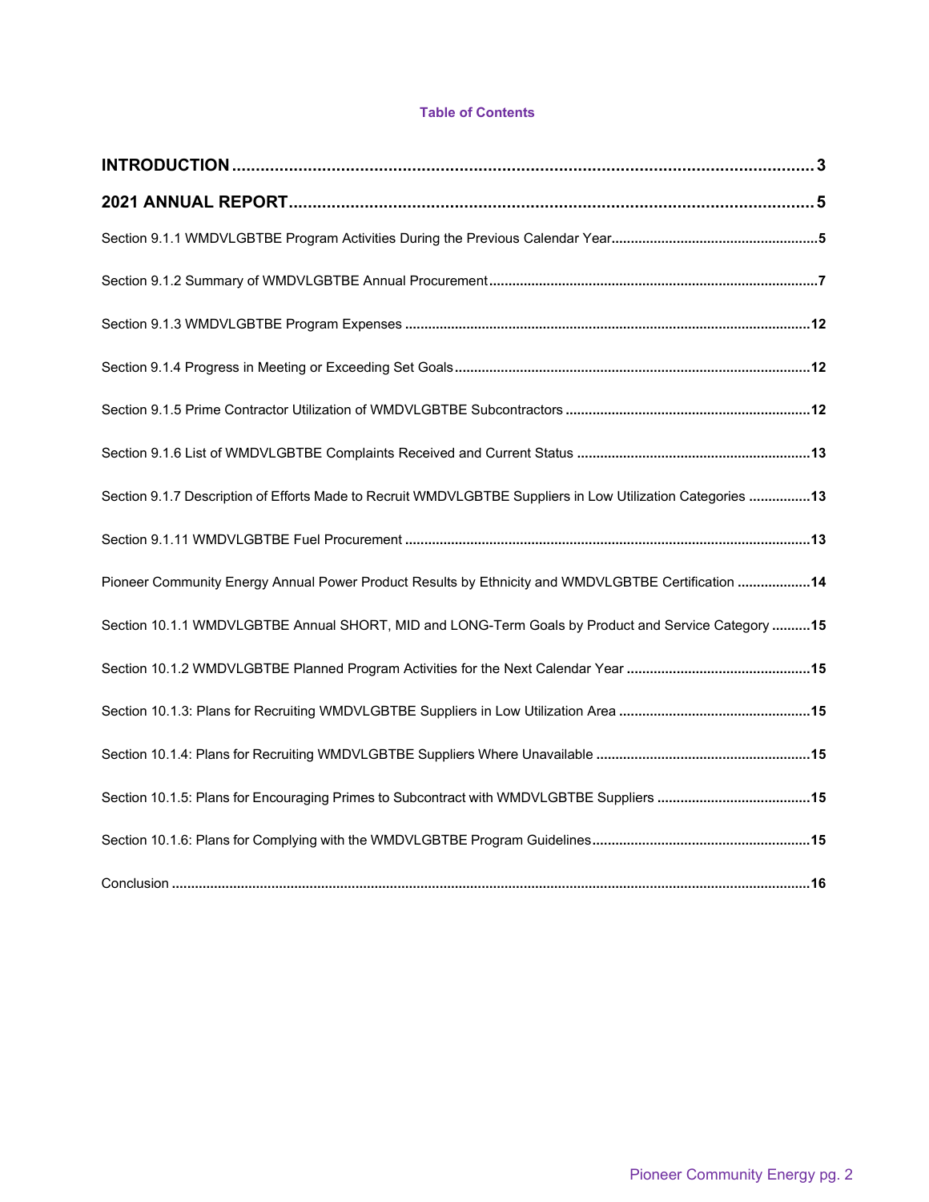**Table of Contents**

**INTRODUCTION** .......... **3**

**2021 ANNUAL REPORT** .......... **5**

Section 9.1.1 WMDVLGBTBE Program Activities During the Previous Calendar Year .......... **5**

Section 9.1.2 Summary of WMDVLGBTBE Annual Procurement .......... **7**

Section 9.1.3 WMDVLGBTBE Program Expenses .......... **12**

Section 9.1.4 Progress in Meeting or Exceeding Set Goals .......... **12**

Section 9.1.5 Prime Contractor Utilization of WMDVLGBTBE Subcontractors .......... **12**

Section 9.1.6 List of WMDVLGBTBE Complaints Received and Current Status .......... **13**

Section 9.1.7 Description of Efforts Made to Recruit WMDVLGBTBE Suppliers in Low Utilization Categories .......... **13**

Section 9.1.11 WMDVLGBTBE Fuel Procurement .......... **13**

Pioneer Community Energy Annual Power Product Results by Ethnicity and WMDVLGBTBE Certification .......... **14**

Section 10.1.1 WMDVLGBTBE Annual SHORT, MID and LONG-Term Goals by Product and Service Category .......... **15**

Section 10.1.2 WMDVLGBTBE Planned Program Activities for the Next Calendar Year .......... **15**

Section 10.1.3: Plans for Recruiting WMDVLGBTBE Suppliers in Low Utilization Area .......... **15**

Section 10.1.4: Plans for Recruiting WMDVLGBTBE Suppliers Where Unavailable .......... **15**

Section 10.1.5: Plans for Encouraging Primes to Subcontract with WMDVLGBTBE Suppliers .......... **15**

Section 10.1.6: Plans for Complying with the WMDVLGBTBE Program Guidelines .......... **15**

Conclusion .......... **16**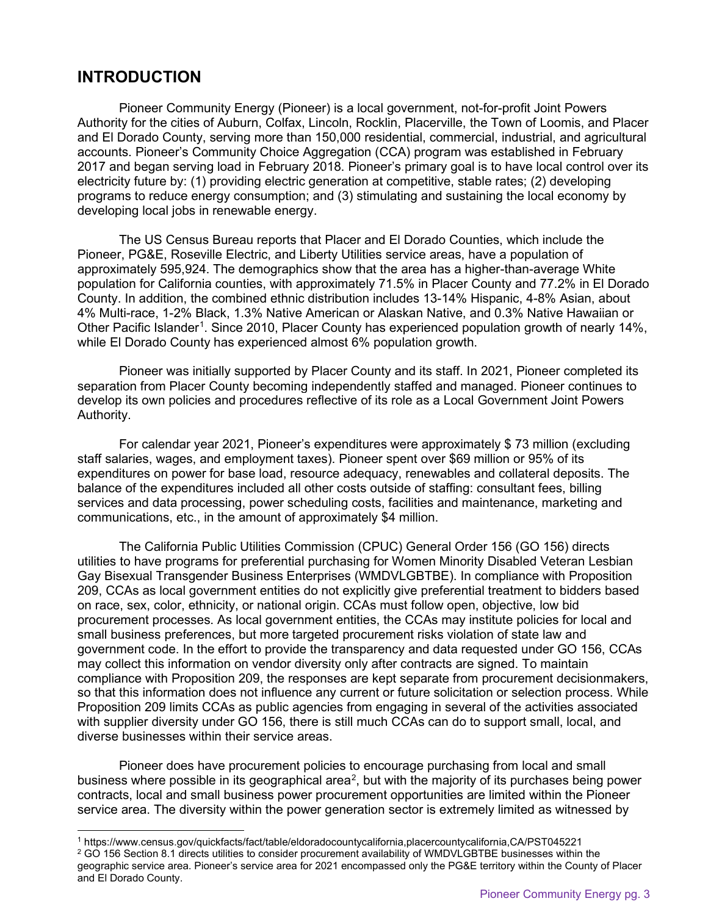# INTRODUCTION

Pioneer Community Energy (Pioneer) is a local government, not-for-profit Joint Powers Authority for the cities of Auburn, Colfax, Lincoln, Rocklin, Placerville, the Town of Loomis, and Placer and El Dorado County, serving more than 150,000 residential, commercial, industrial, and agricultural accounts. Pioneer's Community Choice Aggregation (CCA) program was established in February 2017 and began serving load in February 2018. Pioneer's primary goal is to have local control over its electricity future by: (1) providing electric generation at competitive, stable rates; (2) developing programs to reduce energy consumption; and (3) stimulating and sustaining the local economy by developing local jobs in renewable energy.

The US Census Bureau reports that Placer and El Dorado Counties, which include the Pioneer, PG&E, Roseville Electric, and Liberty Utilities service areas, have a population of approximately 595,924. The demographics show that the area has a higher-than-average White population for California counties, with approximately 71.5% in Placer County and 77.2% in El Dorado County. In addition, the combined ethnic distribution includes 13-14% Hispanic, 4-8% Asian, about 4% Multi-race, 1-2% Black, 1.3% Native American or Alaskan Native, and 0.3% Native Hawaiian or Other Pacific Islander[1]. Since 2010, Placer County has experienced population growth of nearly 14%, while El Dorado County has experienced almost 6% population growth.

Pioneer was initially supported by Placer County and its staff. In 2021, Pioneer completed its separation from Placer County becoming independently staffed and managed. Pioneer continues to develop its own policies and procedures reflective of its role as a Local Government Joint Powers Authority.

For calendar year 2021, Pioneer's expenditures were approximately $ 73 million (excluding staff salaries, wages, and employment taxes). Pioneer spent over $69 million or 95% of its expenditures on power for base load, resource adequacy, renewables and collateral deposits. The balance of the expenditures included all other costs outside of staffing: consultant fees, billing services and data processing, power scheduling costs, facilities and maintenance, marketing and communications, etc., in the amount of approximately $4 million.

The California Public Utilities Commission (CPUC) General Order 156 (GO 156) directs utilities to have programs for preferential purchasing for Women Minority Disabled Veteran Lesbian Gay Bisexual Transgender Business Enterprises (WMDVLGBTBE). In compliance with Proposition 209, CCAs as local government entities do not explicitly give preferential treatment to bidders based on race, sex, color, ethnicity, or national origin. CCAs must follow open, objective, low bid procurement processes. As local government entities, the CCAs may institute policies for local and small business preferences, but more targeted procurement risks violation of state law and government code. In the effort to provide the transparency and data requested under GO 156, CCAs may collect this information on vendor diversity only after contracts are signed. To maintain compliance with Proposition 209, the responses are kept separate from procurement decisionmakers, so that this information does not influence any current or future solicitation or selection process. While Proposition 209 limits CCAs as public agencies from engaging in several of the activities associated with supplier diversity under GO 156, there is still much CCAs can do to support small, local, and diverse businesses within their service areas.

Pioneer does have procurement policies to encourage purchasing from local and small business where possible in its geographical area[2], but with the majority of its purchases being power contracts, local and small business power procurement opportunities are limited within the Pioneer service area. The diversity within the power generation sector is extremely limited as witnessed by

[1] https://www.census.gov/quickfacts/fact/table/eldoradocountycalifornia,placercountycalifornia,CA/PST045221

[2] GO 156 Section 8.1 directs utilities to consider procurement availability of WMDVLGBTBE businesses within the geographic service area. Pioneer's service area for 2021 encompassed only the PG&E territory within the County of Placer and El Dorado County.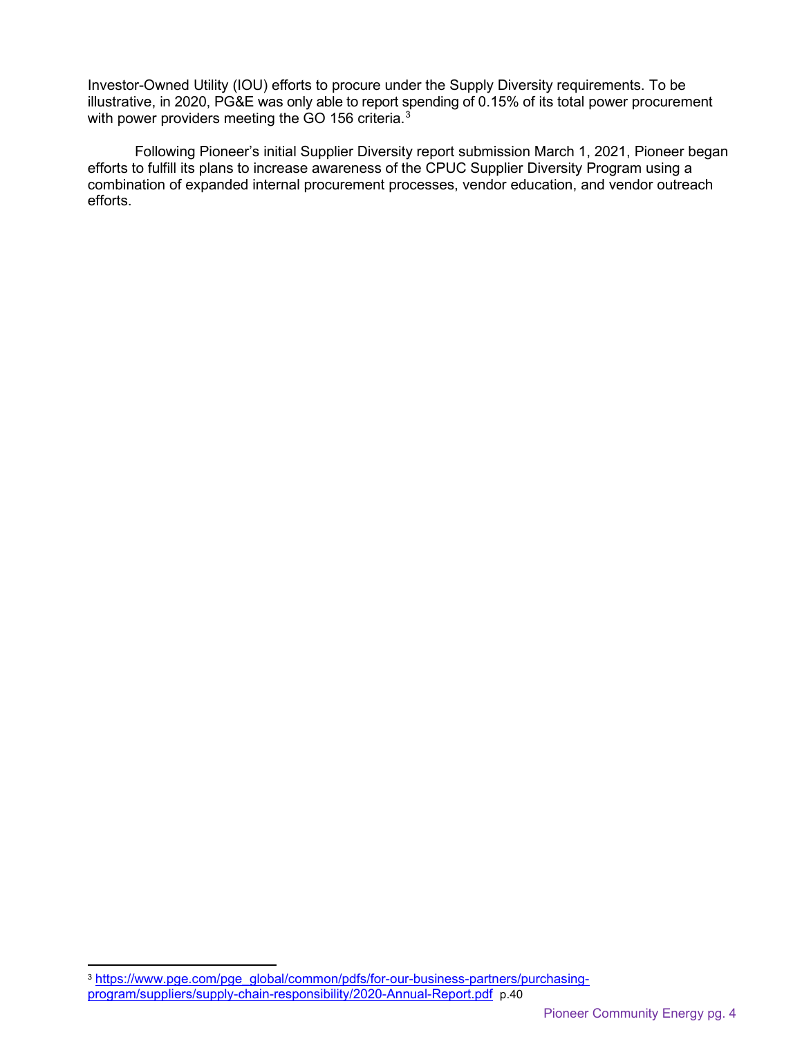Investor-Owned Utility (IOU) efforts to procure under the Supply Diversity requirements. To be illustrative, in 2020, PG&E was only able to report spending of 0.15% of its total power procurement with power providers meeting the GO 156 criteria.[3]

Following Pioneer's initial Supplier Diversity report submission March 1, 2021, Pioneer began efforts to fulfill its plans to increase awareness of the CPUC Supplier Diversity Program using a combination of expanded internal procurement processes, vendor education, and vendor outreach efforts.

---

[3] https://www.pge.com/pge_global/common/pdfs/for-our-business-partners/purchasing-program/suppliers/supply-chain-responsibility/2020-Annual-Report.pdf p.40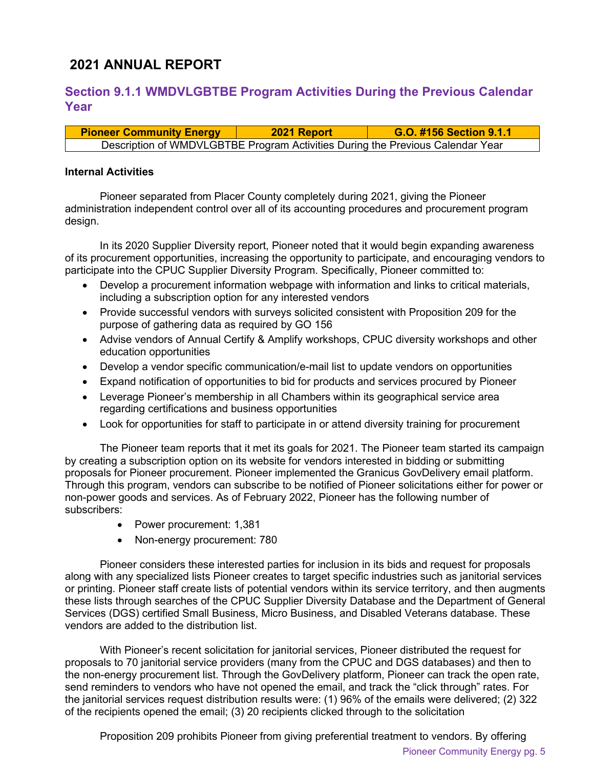# 2021 ANNUAL REPORT

## Section 9.1.1 WMDVLGBTBE Program Activities During the Previous Calendar Year

| Pioneer Community Energy | 2021 Report | G.O. #156 Section 9.1.1 |
| --- | --- | --- |
| Description of WMDVLGBTBE Program Activities During the Previous Calendar Year | | |

**Internal Activities**

Pioneer separated from Placer County completely during 2021, giving the Pioneer administration independent control over all of its accounting procedures and procurement program design.

In its 2020 Supplier Diversity report, Pioneer noted that it would begin expanding awareness of its procurement opportunities, increasing the opportunity to participate, and encouraging vendors to participate into the CPUC Supplier Diversity Program. Specifically, Pioneer committed to:

- Develop a procurement information webpage with information and links to critical materials, including a subscription option for any interested vendors
- Provide successful vendors with surveys solicited consistent with Proposition 209 for the purpose of gathering data as required by GO 156
- Advise vendors of Annual Certify & Amplify workshops, CPUC diversity workshops and other education opportunities
- Develop a vendor specific communication/e-mail list to update vendors on opportunities
- Expand notification of opportunities to bid for products and services procured by Pioneer
- Leverage Pioneer's membership in all Chambers within its geographical service area regarding certifications and business opportunities
- Look for opportunities for staff to participate in or attend diversity training for procurement

The Pioneer team reports that it met its goals for 2021. The Pioneer team started its campaign by creating a subscription option on its website for vendors interested in bidding or submitting proposals for Pioneer procurement. Pioneer implemented the Granicus GovDelivery email platform. Through this program, vendors can subscribe to be notified of Pioneer solicitations either for power or non-power goods and services. As of February 2022, Pioneer has the following number of subscribers:

- Power procurement: 1,381
- Non-energy procurement: 780

Pioneer considers these interested parties for inclusion in its bids and request for proposals along with any specialized lists Pioneer creates to target specific industries such as janitorial services or printing. Pioneer staff create lists of potential vendors within its service territory, and then augments these lists through searches of the CPUC Supplier Diversity Database and the Department of General Services (DGS) certified Small Business, Micro Business, and Disabled Veterans database. These vendors are added to the distribution list.

With Pioneer's recent solicitation for janitorial services, Pioneer distributed the request for proposals to 70 janitorial service providers (many from the CPUC and DGS databases) and then to the non-energy procurement list. Through the GovDelivery platform, Pioneer can track the open rate, send reminders to vendors who have not opened the email, and track the "click through" rates. For the janitorial services request distribution results were: (1) 96% of the emails were delivered; (2) 322 of the recipients opened the email; (3) 20 recipients clicked through to the solicitation

Proposition 209 prohibits Pioneer from giving preferential treatment to vendors. By offering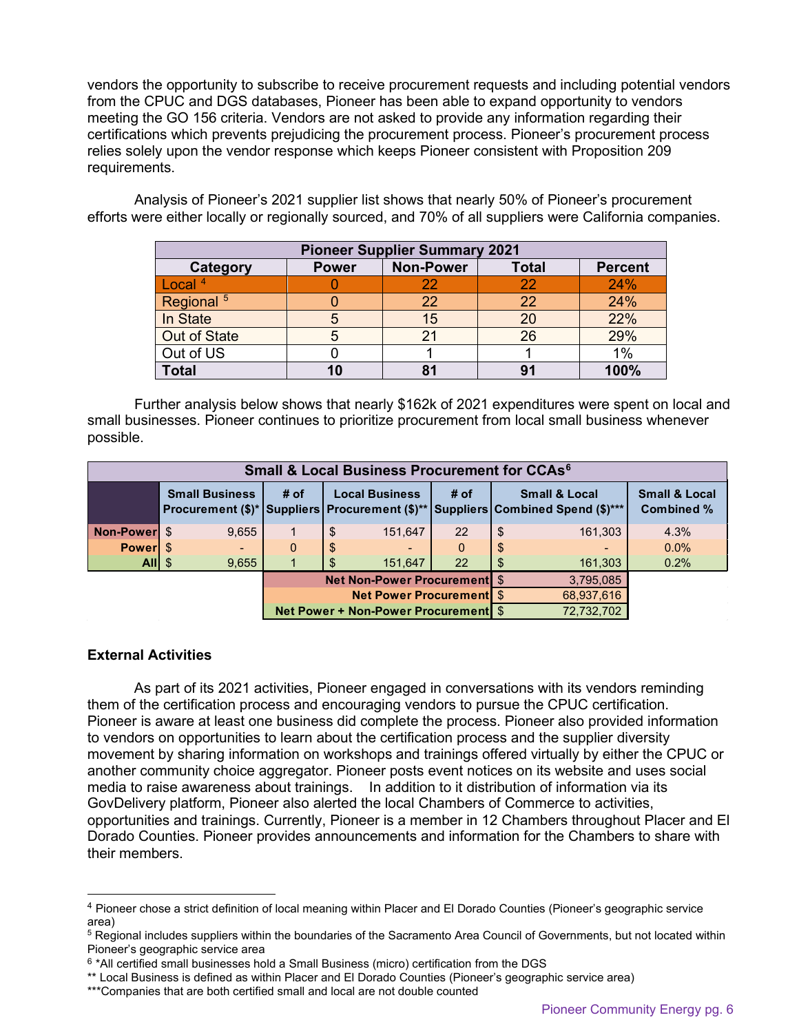vendors the opportunity to subscribe to receive procurement requests and including potential vendors from the CPUC and DGS databases, Pioneer has been able to expand opportunity to vendors meeting the GO 156 criteria. Vendors are not asked to provide any information regarding their certifications which prevents prejudicing the procurement process. Pioneer's procurement process relies solely upon the vendor response which keeps Pioneer consistent with Proposition 209 requirements.

Analysis of Pioneer's 2021 supplier list shows that nearly 50% of Pioneer's procurement efforts were either locally or regionally sourced, and 70% of all suppliers were California companies.

| Pioneer Supplier Summary 2021 | | | | |
|---|---|---|---|---|
| **Category** | **Power** | **Non-Power** | **Total** | **Percent** |
| Local [4] | 0 | 22 | 22 | 24% |
| Regional [5] | 0 | 22 | 22 | 24% |
| In State | 5 | 15 | 20 | 22% |
| Out of State | 5 | 21 | 26 | 29% |
| Out of US | 0 | 1 | 1 | 1% |
| **Total** | **10** | **81** | **91** | **100%** |

Further analysis below shows that nearly $162k of 2021 expenditures were spent on local and small businesses. Pioneer continues to prioritize procurement from local small business whenever possible.

| Small & Local Business Procurement for CCAs[6] | | | | | | |
|---|---|---|---|---|---|---|
| | **Small Business Procurement ($)*** | **# of Suppliers** | **Local Business Procurement ($)**** | **# of Suppliers** | **Small & Local Combined Spend ($)***** | **Small & Local Combined %** |
| **Non-Power** | $ 9,655 | 1 | $ 151,647 | 22 | $ 161,303 | 4.3% |
| **Power** | $ - | 0 | $ - | 0 | $ - | 0.0% |
| **All** | $ 9,655 | 1 | $ 151,647 | 22 | $ 161,303 | 0.2% |
| | | **Net Non-Power Procurement** | | | $ 3,795,085 | |
| | | **Net Power Procurement** | | | $ 68,937,616 | |
| | | **Net Power + Non-Power Procurement** | | | $ 72,732,702 | |

## External Activities

As part of its 2021 activities, Pioneer engaged in conversations with its vendors reminding them of the certification process and encouraging vendors to pursue the CPUC certification. Pioneer is aware at least one business did complete the process. Pioneer also provided information to vendors on opportunities to learn about the certification process and the supplier diversity movement by sharing information on workshops and trainings offered virtually by either the CPUC or another community choice aggregator. Pioneer posts event notices on its website and uses social media to raise awareness about trainings. In addition to it distribution of information via its GovDelivery platform, Pioneer also alerted the local Chambers of Commerce to activities, opportunities and trainings. Currently, Pioneer is a member in 12 Chambers throughout Placer and El Dorado Counties. Pioneer provides announcements and information for the Chambers to share with their members.

---

[4] Pioneer chose a strict definition of local meaning within Placer and El Dorado Counties (Pioneer's geographic service area)

[5] Regional includes suppliers within the boundaries of the Sacramento Area Council of Governments, but not located within Pioneer's geographic service area

[6] *All certified small businesses hold a Small Business (micro) certification from the DGS

** Local Business is defined as within Placer and El Dorado Counties (Pioneer's geographic service area)

***Companies that are both certified small and local are not double counted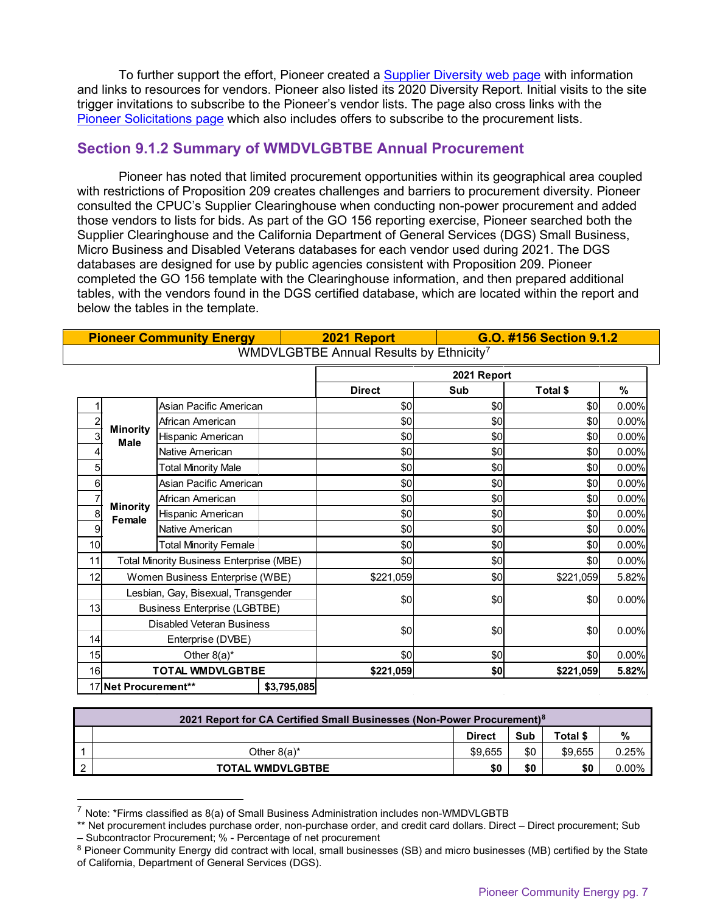To further support the effort, Pioneer created a Supplier Diversity web page with information and links to resources for vendors. Pioneer also listed its 2020 Diversity Report. Initial visits to the site trigger invitations to subscribe to the Pioneer's vendor lists. The page also cross links with the Pioneer Solicitations page which also includes offers to subscribe to the procurement lists.

## Section 9.1.2 Summary of WMDVLGBTBE Annual Procurement

Pioneer has noted that limited procurement opportunities within its geographical area coupled with restrictions of Proposition 209 creates challenges and barriers to procurement diversity. Pioneer consulted the CPUC's Supplier Clearinghouse when conducting non-power procurement and added those vendors to lists for bids. As part of the GO 156 reporting exercise, Pioneer searched both the Supplier Clearinghouse and the California Department of General Services (DGS) Small Business, Micro Business and Disabled Veterans databases for each vendor used during 2021. The DGS databases are designed for use by public agencies consistent with Proposition 209. Pioneer completed the GO 156 template with the Clearinghouse information, and then prepared additional tables, with the vendors found in the DGS certified database, which are located within the report and below the tables in the template.

**Pioneer Community Energy | 2021 Report | G.O. #156 Section 9.1.2**

WMDVLGBTBE Annual Results by Ethnicity[7]

| | | | 2021 Report | | | |
|---|---|---|---|---|---|---|
| | | | **Direct** | **Sub** | **Total $** | **%** |
| 1 | **Minority Male** | Asian Pacific American | $0 | $0 | $0 | 0.00% |
| 2 | | African American | $0 | $0 | $0 | 0.00% |
| 3 | | Hispanic American | $0 | $0 | $0 | 0.00% |
| 4 | | Native American | $0 | $0 | $0 | 0.00% |
| 5 | | Total Minority Male | $0 | $0 | $0 | 0.00% |
| 6 | **Minority Female** | Asian Pacific American | $0 | $0 | $0 | 0.00% |
| 7 | | African American | $0 | $0 | $0 | 0.00% |
| 8 | | Hispanic American | $0 | $0 | $0 | 0.00% |
| 9 | | Native American | $0 | $0 | $0 | 0.00% |
| 10 | | Total Minority Female | $0 | $0 | $0 | 0.00% |
| 11 | Total Minority Business Enterprise (MBE) | | $0 | $0 | $0 | 0.00% |
| 12 | Women Business Enterprise (WBE) | | $221,059 | $0 | $221,059 | 5.82% |
| 13 | Lesbian, Gay, Bisexual, Transgender Business Enterprise (LGBTBE) | | $0 | $0 | $0 | 0.00% |
| 14 | Disabled Veteran Business Enterprise (DVBE) | | $0 | $0 | $0 | 0.00% |
| 15 | Other 8(a)* | | $0 | $0 | $0 | 0.00% |
| 16 | **TOTAL WMDVLGBTBE** | | **$221,059** | **$0** | **$221,059** | **5.82%** |
| 17 | **Net Procurement**** | $3,795,085 | | | | |

**2021 Report for CA Certified Small Businesses (Non-Power Procurement)[8]**

| | | Direct | Sub | Total $ | % |
|---|---|---|---|---|---|
| 1 | Other 8(a)* | $9,655 | $0 | $9,655 | 0.25% |
| 2 | **TOTAL WMDVLGBTBE** | **$0** | **$0** | **$0** | 0.00% |

[7] Note: *Firms classified as 8(a) of Small Business Administration includes non-WMDVLGBTB
** Net procurement includes purchase order, non-purchase order, and credit card dollars. Direct – Direct procurement; Sub – Subcontractor Procurement; % - Percentage of net procurement

[8] Pioneer Community Energy did contract with local, small businesses (SB) and micro businesses (MB) certified by the State of California, Department of General Services (DGS).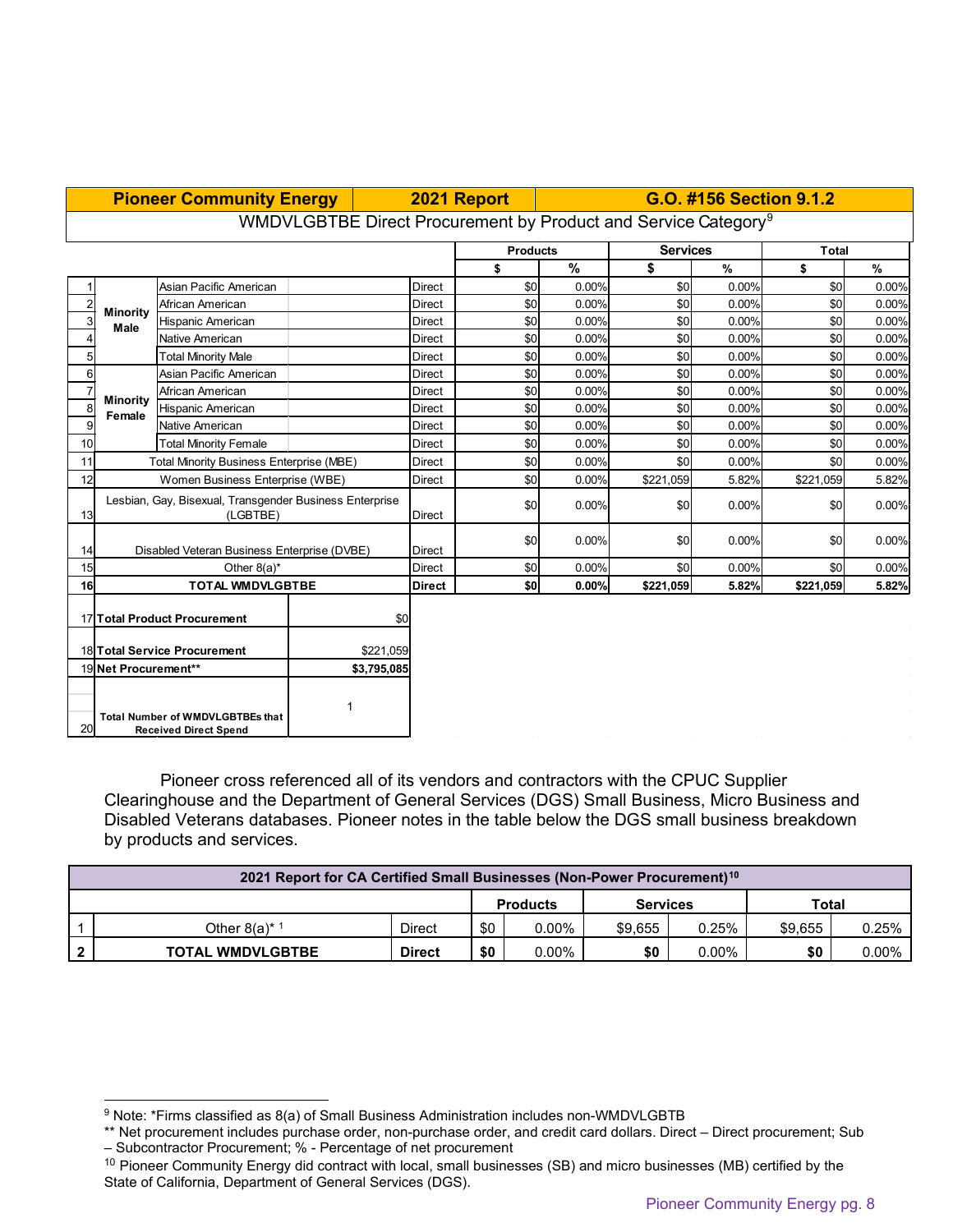| | Pioneer Community Energy | | | 2021 Report | G.O. #156 Section 9.1.2 | | | | | |
|---|---|---|---|---|---|---|---|---|---|---|
| | WMDVLGBTBE Direct Procurement by Product and Service Category[9] | | | | | | | | | |
| | | | | | Products | | Services | | Total | |
| | | | | | $ | % | $ | % | $ | % |
| 1 | Minority Male | Asian Pacific American | | Direct | $0 | 0.00% | $0 | 0.00% | $0 | 0.00% |
| 2 | | African American | | Direct | $0 | 0.00% | $0 | 0.00% | $0 | 0.00% |
| 3 | | Hispanic American | | Direct | $0 | 0.00% | $0 | 0.00% | $0 | 0.00% |
| 4 | | Native American | | Direct | $0 | 0.00% | $0 | 0.00% | $0 | 0.00% |
| 5 | | Total Minority Male | | Direct | $0 | 0.00% | $0 | 0.00% | $0 | 0.00% |
| 6 | Minority Female | Asian Pacific American | | Direct | $0 | 0.00% | $0 | 0.00% | $0 | 0.00% |
| 7 | | African American | | Direct | $0 | 0.00% | $0 | 0.00% | $0 | 0.00% |
| 8 | | Hispanic American | | Direct | $0 | 0.00% | $0 | 0.00% | $0 | 0.00% |
| 9 | | Native American | | Direct | $0 | 0.00% | $0 | 0.00% | $0 | 0.00% |
| 10 | | Total Minority Female | | Direct | $0 | 0.00% | $0 | 0.00% | $0 | 0.00% |
| 11 | Total Minority Business Enterprise (MBE) | | | Direct | $0 | 0.00% | $0 | 0.00% | $0 | 0.00% |
| 12 | Women Business Enterprise (WBE) | | | Direct | $0 | 0.00% | $221,059 | 5.82% | $221,059 | 5.82% |
| 13 | Lesbian, Gay, Bisexual, Transgender Business Enterprise (LGBTBE) | | | Direct | $0 | 0.00% | $0 | 0.00% | $0 | 0.00% |
| 14 | Disabled Veteran Business Enterprise (DVBE) | | | Direct | $0 | 0.00% | $0 | 0.00% | $0 | 0.00% |
| 15 | Other 8(a)* | | | Direct | $0 | 0.00% | $0 | 0.00% | $0 | 0.00% |
| 16 | **TOTAL WMDVLGBTBE** | | | **Direct** | **$0** | **0.00%** | **$221,059** | **5.82%** | **$221,059** | **5.82%** |
| 17 | **Total Product Procurement** | | $0 | | | | | | | |
| 18 | **Total Service Procurement** | | $221,059 | | | | | | | |
| 19 | **Net Procurement**** | | **$3,795,085** | | | | | | | |
| 20 | **Total Number of WMDVLGBTBEs that Received Direct Spend** | | 1 | | | | | | | |

Pioneer cross referenced all of its vendors and contractors with the CPUC Supplier Clearinghouse and the Department of General Services (DGS) Small Business, Micro Business and Disabled Veterans databases. Pioneer notes in the table below the DGS small business breakdown by products and services.

| 2021 Report for CA Certified Small Businesses (Non-Power Procurement)[10] | | | | | | | | |
|---|---|---|---|---|---|---|---|---|
| | | | Products | | Services | | Total | |
| 1 | Other 8(a)* [1] | Direct | $0 | 0.00% | $9,655 | 0.25% | $9,655 | 0.25% |
| **2** | **TOTAL WMDVLGBTBE** | **Direct** | **$0** | 0.00% | **$0** | 0.00% | **$0** | 0.00% |

[9] Note: *Firms classified as 8(a) of Small Business Administration includes non-WMDVLGBTB
** Net procurement includes purchase order, non-purchase order, and credit card dollars. Direct – Direct procurement; Sub – Subcontractor Procurement; % - Percentage of net procurement

[10] Pioneer Community Energy did contract with local, small businesses (SB) and micro businesses (MB) certified by the State of California, Department of General Services (DGS).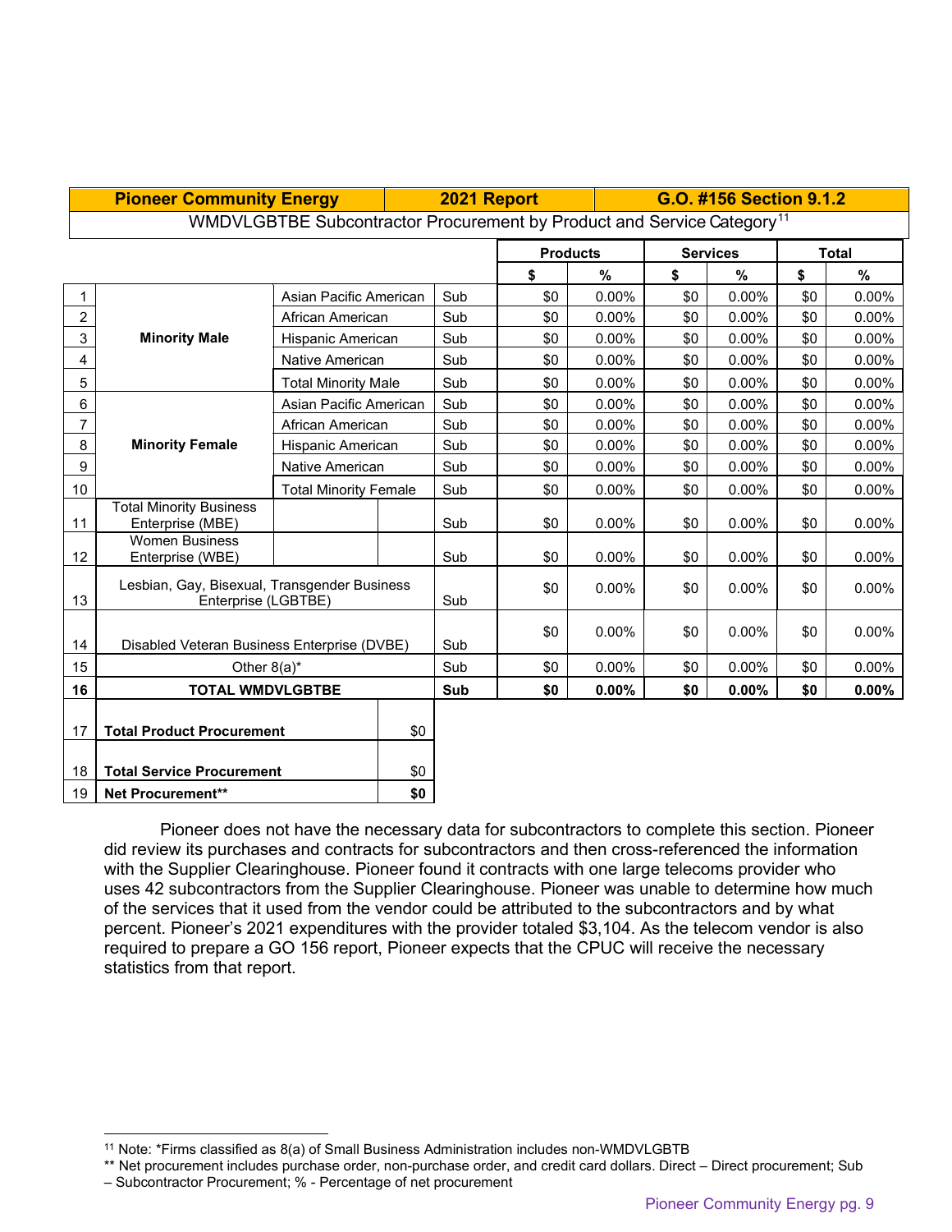| Pioneer Community Energy | | | 2021 Report | G.O. #156 Section 9.1.2 | | | | | |
|---|---|---|---|---|---|---|---|---|---|
| WMDVLGBTBE Subcontractor Procurement by Product and Service Category[11] | | | | | | | | | |
| | | | | Products | | Services | | Total | |
| | | | | $ | % | $ | % | $ | % |
| 1 | Minority Male | Asian Pacific American | Sub | $0 | 0.00% | $0 | 0.00% | $0 | 0.00% |
| 2 | | African American | Sub | $0 | 0.00% | $0 | 0.00% | $0 | 0.00% |
| 3 | | Hispanic American | Sub | $0 | 0.00% | $0 | 0.00% | $0 | 0.00% |
| 4 | | Native American | Sub | $0 | 0.00% | $0 | 0.00% | $0 | 0.00% |
| 5 | | Total Minority Male | Sub | $0 | 0.00% | $0 | 0.00% | $0 | 0.00% |
| 6 | Minority Female | Asian Pacific American | Sub | $0 | 0.00% | $0 | 0.00% | $0 | 0.00% |
| 7 | | African American | Sub | $0 | 0.00% | $0 | 0.00% | $0 | 0.00% |
| 8 | | Hispanic American | Sub | $0 | 0.00% | $0 | 0.00% | $0 | 0.00% |
| 9 | | Native American | Sub | $0 | 0.00% | $0 | 0.00% | $0 | 0.00% |
| 10 | | Total Minority Female | Sub | $0 | 0.00% | $0 | 0.00% | $0 | 0.00% |
| 11 | Total Minority Business Enterprise (MBE) | | Sub | $0 | 0.00% | $0 | 0.00% | $0 | 0.00% |
| 12 | Women Business Enterprise (WBE) | | Sub | $0 | 0.00% | $0 | 0.00% | $0 | 0.00% |
| 13 | Lesbian, Gay, Bisexual, Transgender Business Enterprise (LGBTBE) | | Sub | $0 | 0.00% | $0 | 0.00% | $0 | 0.00% |
| 14 | Disabled Veteran Business Enterprise (DVBE) | | Sub | $0 | 0.00% | $0 | 0.00% | $0 | 0.00% |
| 15 | Other 8(a)* | | Sub | $0 | 0.00% | $0 | 0.00% | $0 | 0.00% |
| **16** | **TOTAL WMDVLGBTBE** | | **Sub** | **$0** | **0.00%** | **$0** | **0.00%** | **$0** | **0.00%** |

| | | |
|---|---|---|
| 17 | **Total Product Procurement** | $0 |
| 18 | **Total Service Procurement** | $0 |
| 19 | **Net Procurement**** | **$0** |

Pioneer does not have the necessary data for subcontractors to complete this section. Pioneer did review its purchases and contracts for subcontractors and then cross-referenced the information with the Supplier Clearinghouse. Pioneer found it contracts with one large telecoms provider who uses 42 subcontractors from the Supplier Clearinghouse. Pioneer was unable to determine how much of the services that it used from the vendor could be attributed to the subcontractors and by what percent. Pioneer's 2021 expenditures with the provider totaled $3,104. As the telecom vendor is also required to prepare a GO 156 report, Pioneer expects that the CPUC will receive the necessary statistics from that report.

[11] Note: *Firms classified as 8(a) of Small Business Administration includes non-WMDVLGBTB
** Net procurement includes purchase order, non-purchase order, and credit card dollars. Direct – Direct procurement; Sub – Subcontractor Procurement; % - Percentage of net procurement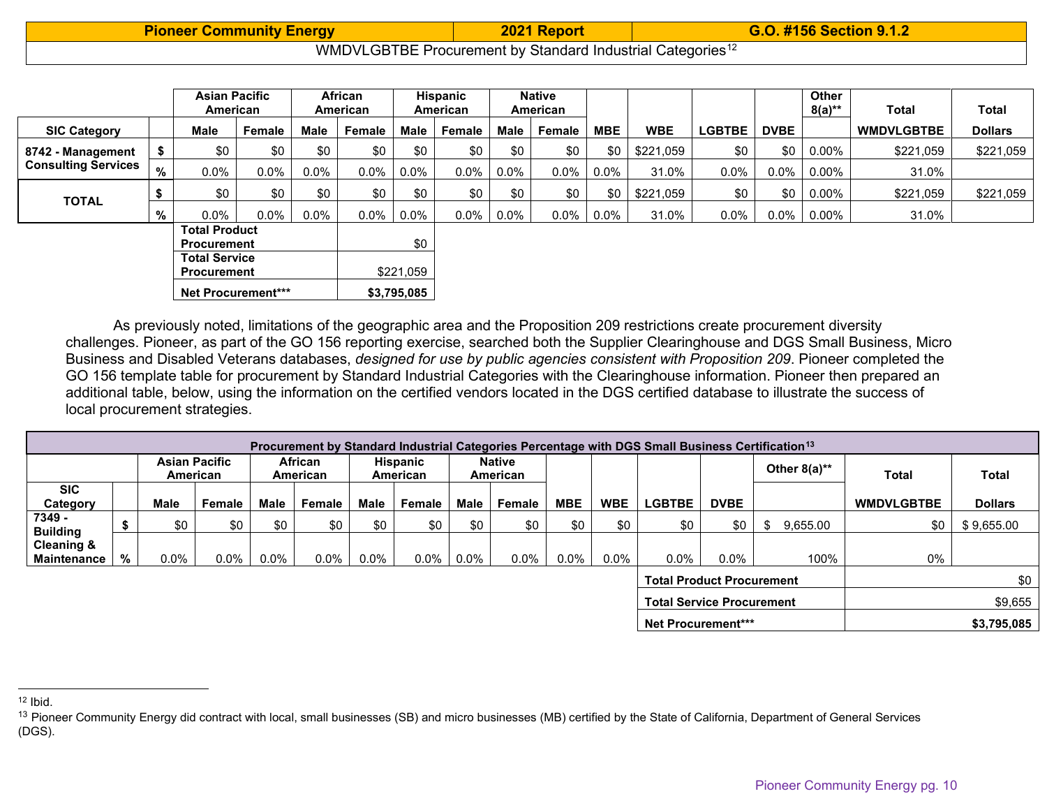| Pioneer Community Energy | 2021 Report | G.O. #156 Section 9.1.2 |
|---|---|---|
| WMDVLGBTBE Procurement by Standard Industrial Categories[12] | | |

| SIC Category | | Asian Pacific American | | African American | | Hispanic American | | Native American | | MBE | WBE | LGBTBE | DVBE | Other 8(a)** | Total WMDVLGBTBE | Total Dollars |
|---|---|---|---|---|---|---|---|---|---|---|---|---|---|---|---|---|
| | | Male | Female | Male | Female | Male | Female | Male | Female | | | | | | | |
| 8742 - Management Consulting Services | $ | $0 | $0 | $0 | $0 | $0 | $0 | $0 | $0 | $0 | $221,059 | $0 | $0 | 0.00% | $221,059 | $221,059 |
| | % | 0.0% | 0.0% | 0.0% | 0.0% | 0.0% | 0.0% | 0.0% | 0.0% | 0.0% | 31.0% | 0.0% | 0.0% | 0.00% | 31.0% | |
| TOTAL | $ | $0 | $0 | $0 | $0 | $0 | $0 | $0 | $0 | $0 | $221,059 | $0 | $0 | 0.00% | $221,059 | $221,059 |
| | % | 0.0% | 0.0% | 0.0% | 0.0% | 0.0% | 0.0% | 0.0% | 0.0% | 0.0% | 31.0% | 0.0% | 0.0% | 0.00% | 31.0% | |

| | |
|---|---|
| Total Product Procurement | $0 |
| Total Service Procurement | $221,059 |
| **Net Procurement*** ** | **$3,795,085** |

As previously noted, limitations of the geographic area and the Proposition 209 restrictions create procurement diversity challenges. Pioneer, as part of the GO 156 reporting exercise, searched both the Supplier Clearinghouse and DGS Small Business, Micro Business and Disabled Veterans databases, *designed for use by public agencies consistent with Proposition 209*. Pioneer completed the GO 156 template table for procurement by Standard Industrial Categories with the Clearinghouse information. Pioneer then prepared an additional table, below, using the information on the certified vendors located in the DGS certified database to illustrate the success of local procurement strategies.

**Procurement by Standard Industrial Categories Percentage with DGS Small Business Certification[13]**

| SIC Category | | Asian Pacific American | | African American | | Hispanic American | | Native American | | MBE | WBE | LGBTBE | DVBE | Other 8(a)** | Total WMDVLGBTBE | Total Dollars |
|---|---|---|---|---|---|---|---|---|---|---|---|---|---|---|---|---|
| | | Male | Female | Male | Female | Male | Female | Male | Female | | | | | | | |
| 7349 - Building Cleaning & Maintenance | $ | $0 | $0 | $0 | $0 | $0 | $0 | $0 | $0 | $0 | $0 | $0 | $0 | $ 9,655.00 | $0 | $ 9,655.00 |
| | % | 0.0% | 0.0% | 0.0% | 0.0% | 0.0% | 0.0% | 0.0% | 0.0% | 0.0% | 0.0% | 0.0% | 0.0% | 100% | 0% | |

| | |
|---|---|
| Total Product Procurement | $0 |
| Total Service Procurement | $9,655 |
| **Net Procurement*** ** | **$3,795,085** |

---

[12] Ibid.

[13] Pioneer Community Energy did contract with local, small businesses (SB) and micro businesses (MB) certified by the State of California, Department of General Services (DGS).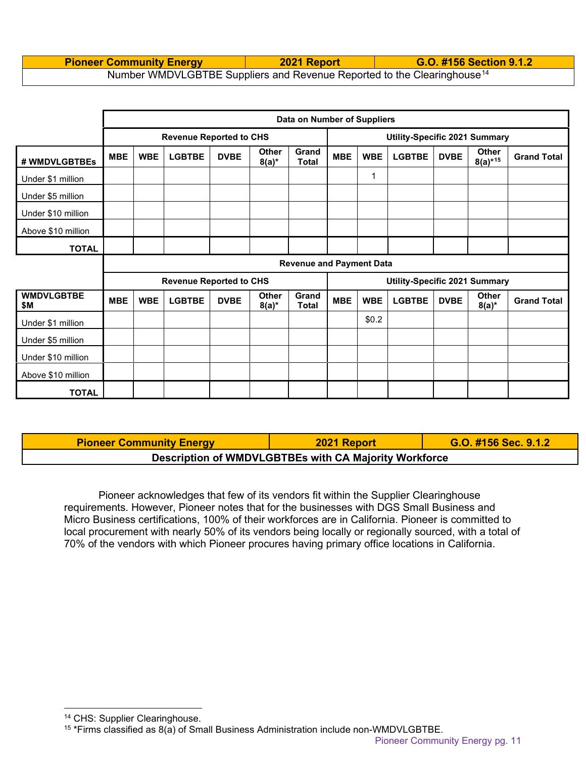| Pioneer Community Energy | 2021 Report | G.O. #156 Section 9.1.2 |
|---|---|---|
| Number WMDVLGBTBE Suppliers and Revenue Reported to the Clearinghouse[14] | | |

| | Data on Number of Suppliers | | | | | | | | | | | |
|---|---|---|---|---|---|---|---|---|---|---|---|---|
| | Revenue Reported to CHS | | | | | | Utility-Specific 2021 Summary | | | | | |
| # WMDVLGBTBEs | MBE | WBE | LGBTBE | DVBE | Other 8(a)* | Grand Total | MBE | WBE | LGBTBE | DVBE | Other 8(a)*[15] | Grand Total |
| Under $1 million | | | | | | | | 1 | | | | |
| Under $5 million | | | | | | | | | | | | |
| Under $10 million | | | | | | | | | | | | |
| Above $10 million | | | | | | | | | | | | |
| TOTAL | | | | | | | | | | | | |
| | Revenue and Payment Data | | | | | | | | | | | |
| | Revenue Reported to CHS | | | | | | Utility-Specific 2021 Summary | | | | | |
| WMDVLGBTBE $M | MBE | WBE | LGBTBE | DVBE | Other 8(a)* | Grand Total | MBE | WBE | LGBTBE | DVBE | Other 8(a)* | Grand Total |
| Under $1 million | | | | | | | | $0.2 | | | | |
| Under $5 million | | | | | | | | | | | | |
| Under $10 million | | | | | | | | | | | | |
| Above $10 million | | | | | | | | | | | | |
| TOTAL | | | | | | | | | | | | |

| Pioneer Community Energy | 2021 Report | G.O. #156 Sec. 9.1.2 |
|---|---|---|
| Description of WMDVLGBTBEs with CA Majority Workforce | | |

Pioneer acknowledges that few of its vendors fit within the Supplier Clearinghouse requirements. However, Pioneer notes that for the businesses with DGS Small Business and Micro Business certifications, 100% of their workforces are in California. Pioneer is committed to local procurement with nearly 50% of its vendors being locally or regionally sourced, with a total of 70% of the vendors with which Pioneer procures having primary office locations in California.

[14] CHS: Supplier Clearinghouse.

[15] *Firms classified as 8(a) of Small Business Administration include non-WMDVLGBTBE.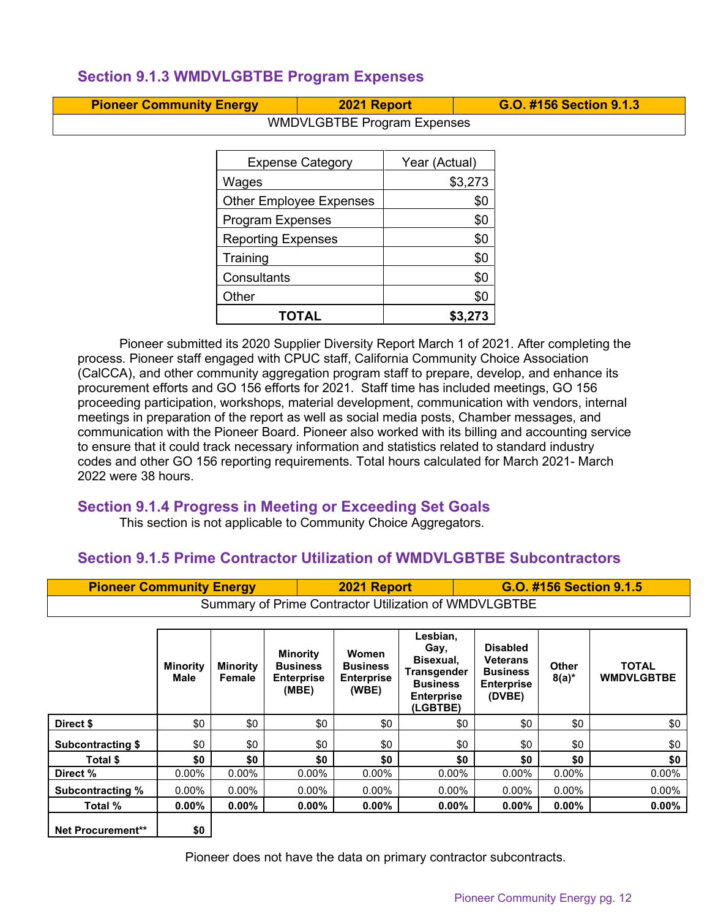### Section 9.1.3 WMDVLGBTBE Program Expenses

| Pioneer Community Energy | 2021 Report | G.O. #156 Section 9.1.3 |
|---|---|---|
| WMDVLGBTBE Program Expenses | | |

| Expense Category | Year (Actual) |
|---|---|
| Wages | $3,273 |
| Other Employee Expenses | $0 |
| Program Expenses | $0 |
| Reporting Expenses | $0 |
| Training | $0 |
| Consultants | $0 |
| Other | $0 |
| **TOTAL** | **$3,273** |

Pioneer submitted its 2020 Supplier Diversity Report March 1 of 2021. After completing the process. Pioneer staff engaged with CPUC staff, California Community Choice Association (CalCCA), and other community aggregation program staff to prepare, develop, and enhance its procurement efforts and GO 156 efforts for 2021. Staff time has included meetings, GO 156 proceeding participation, workshops, material development, communication with vendors, internal meetings in preparation of the report as well as social media posts, Chamber messages, and communication with the Pioneer Board. Pioneer also worked with its billing and accounting service to ensure that it could track necessary information and statistics related to standard industry codes and other GO 156 reporting requirements. Total hours calculated for March 2021- March 2022 were 38 hours.

### Section 9.1.4 Progress in Meeting or Exceeding Set Goals

This section is not applicable to Community Choice Aggregators.

### Section 9.1.5 Prime Contractor Utilization of WMDVLGBTBE Subcontractors

| Pioneer Community Energy | 2021 Report | G.O. #156 Section 9.1.5 |
|---|---|---|
| Summary of Prime Contractor Utilization of WMDVLGBTBE | | |

| | Minority Male | Minority Female | Minority Business Enterprise (MBE) | Women Business Enterprise (WBE) | Lesbian, Gay, Bisexual, Transgender Business Enterprise (LGBTBE) | Disabled Veterans Business Enterprise (DVBE) | Other 8(a)* | TOTAL WMDVLGBTBE |
|---|---|---|---|---|---|---|---|---|
| **Direct $** | $0 | $0 | $0 | $0 | $0 | $0 | $0 | $0 |
| **Subcontracting $** | $0 | $0 | $0 | $0 | $0 | $0 | $0 | $0 |
| **Total $** | **$0** | **$0** | **$0** | **$0** | **$0** | **$0** | **$0** | **$0** |
| **Direct %** | 0.00% | 0.00% | 0.00% | 0.00% | 0.00% | 0.00% | 0.00% | 0.00% |
| **Subcontracting %** | 0.00% | 0.00% | 0.00% | 0.00% | 0.00% | 0.00% | 0.00% | 0.00% |
| **Total %** | **0.00%** | **0.00%** | **0.00%** | **0.00%** | **0.00%** | **0.00%** | **0.00%** | **0.00%** |
| **Net Procurement**** | **$0** | | | | | | | |

Pioneer does not have the data on primary contractor subcontracts.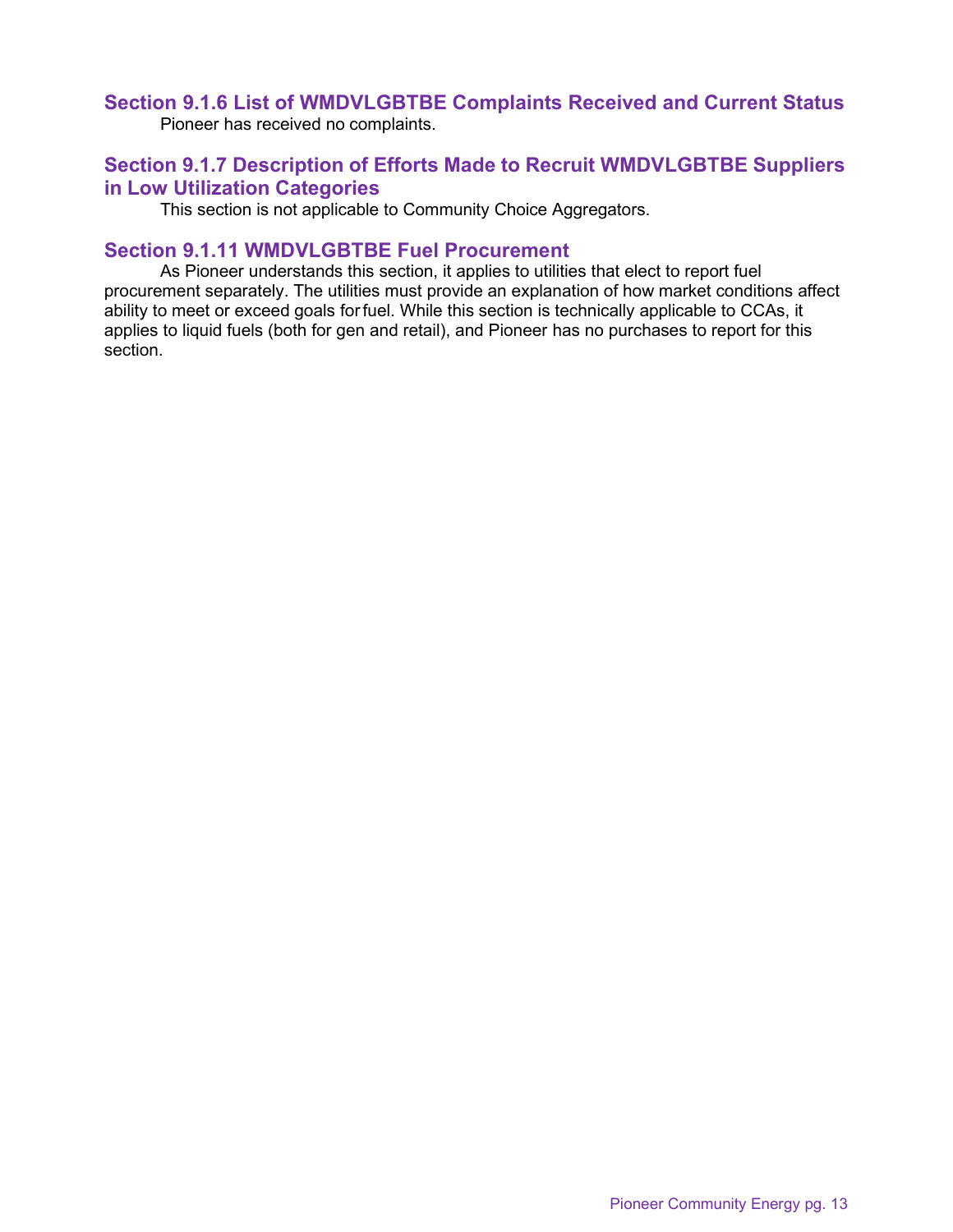### Section 9.1.6 List of WMDVLGBTBE Complaints Received and Current Status

Pioneer has received no complaints.

### Section 9.1.7 Description of Efforts Made to Recruit WMDVLGBTBE Suppliers in Low Utilization Categories

This section is not applicable to Community Choice Aggregators.

### Section 9.1.11 WMDVLGBTBE Fuel Procurement

As Pioneer understands this section, it applies to utilities that elect to report fuel procurement separately. The utilities must provide an explanation of how market conditions affect ability to meet or exceed goals for fuel. While this section is technically applicable to CCAs, it applies to liquid fuels (both for gen and retail), and Pioneer has no purchases to report for this section.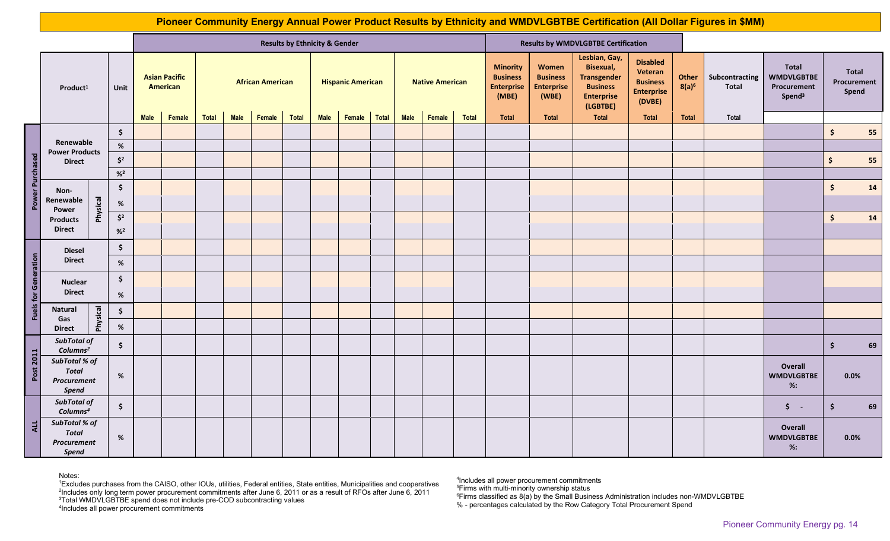# Pioneer Community Energy Annual Power Product Results by Ethnicity and WMDVLGBTBE Certification (All Dollar Figures in $MM)

| | Product[1] | | Unit | Results by Ethnicity & Gender | | | | | | | | | | | | Results by WMDVLGBTBE Certification | | | | | | | |
|---|---|---|---|---|---|---|---|---|---|---|---|---|---|---|---|---|---|---|---|---|---|---|---|
| | | | | Asian Pacific American | | African American | | | Hispanic American | | | Native American | | | | Minority Business Enterprise (MBE) | Women Business Enterprise (WBE) | Lesbian, Gay, Bisexual, Transgender Business Enterprise (LGBTBE) | Disabled Veteran Business Enterprise (DVBE) | Other 8(a)[6] | Subcontracting Total | Total WMDVLGBTBE Procurement Spend[3] | Total Procurement Spend |
| | | | | Male | Female | Total | Male | Female | Total | Male | Female | Total | Male | Female | Total | Total | Total | Total | Total | Total | Total | | |
| Power Purchased | Renewable Power Products Direct | | $ | | | | | | | | | | | | | | | | | | | | $ 55 |
| | | | % | | | | | | | | | | | | | | | | | | | | |
| | | | $[2] | | | | | | | | | | | | | | | | | | | | $ 55 |
| | | | %[2] | | | | | | | | | | | | | | | | | | | | |
| | Non-Renewable Power Products Direct | Physical | $ | | | | | | | | | | | | | | | | | | | | $ 14 |
| | | | % | | | | | | | | | | | | | | | | | | | | |
| | | | $[2] | | | | | | | | | | | | | | | | | | | | $ 14 |
| | | | %[2] | | | | | | | | | | | | | | | | | | | | |
| Fuels for Generation | Diesel Direct | | $ | | | | | | | | | | | | | | | | | | | | |
| | | | % | | | | | | | | | | | | | | | | | | | | |
| | Nuclear Direct | | $ | | | | | | | | | | | | | | | | | | | | |
| | | | % | | | | | | | | | | | | | | | | | | | | |
| | Natural Gas Direct | Physical | $ | | | | | | | | | | | | | | | | | | | | |
| | | | % | | | | | | | | | | | | | | | | | | | | |
| Post 2011 | *SubTotal of Columns[2]* | | $ | | | | | | | | | | | | | | | | | | | | $ 69 |
| | *SubTotal % of Total Procurement Spend* | | % | | | | | | | | | | | | | | | | | | | Overall WMDVLGBTBE %: | 0.0% |
| ALL | *SubTotal of Columns[4]* | | $ | | | | | | | | | | | | | | | | | | | $ - | $ 69 |
| | *SubTotal % of Total Procurement Spend* | | % | | | | | | | | | | | | | | | | | | | Overall WMDVLGBTBE %: | 0.0% |

Notes:

[1]Excludes purchases from the CAISO, other IOUs, utilities, Federal entities, State entities, Municipalities and cooperatives
[2]Includes only long term power procurement commitments after June 6, 2011 or as a result of RFOs after June 6, 2011
[3]Total WMDVLGBTBE spend does not include pre-COD subcontracting values
[4]Includes all power procurement commitments

[4]Includes all power procurement commitments
[5]Firms with multi-minority ownership status
[6]Firms classified as 8(a) by the Small Business Administration includes non-WMDVLGBTBE
% - percentages calculated by the Row Category Total Procurement Spend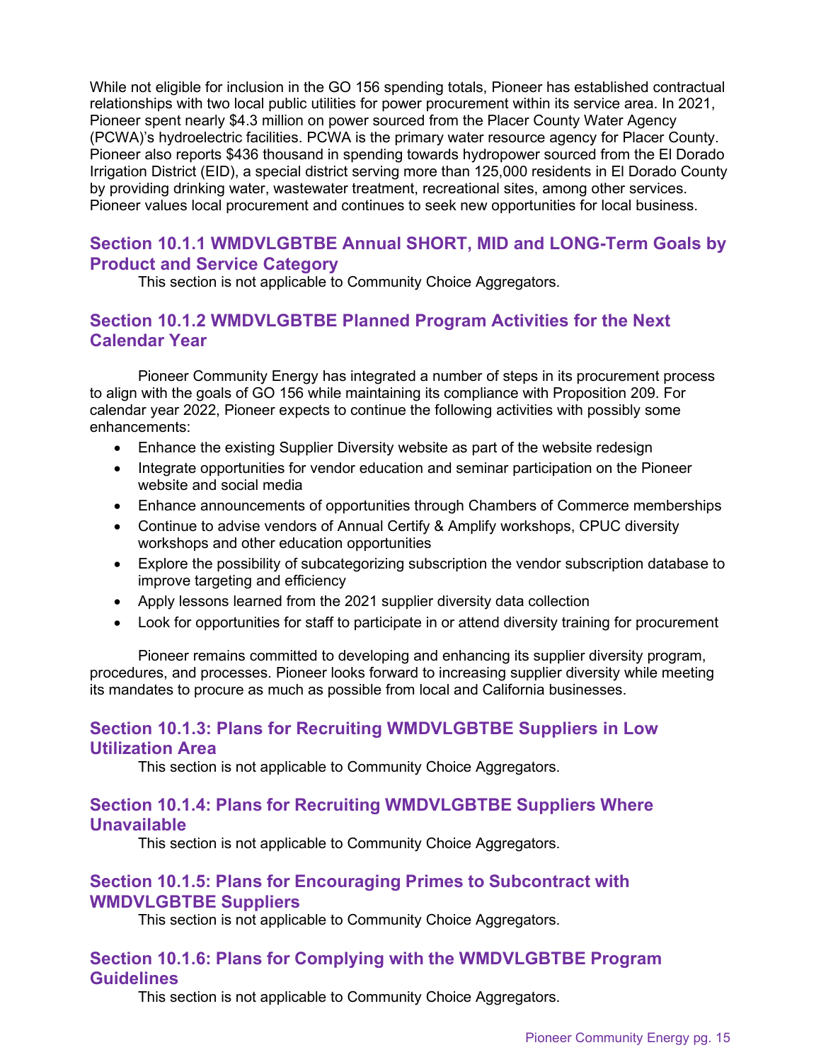While not eligible for inclusion in the GO 156 spending totals, Pioneer has established contractual relationships with two local public utilities for power procurement within its service area. In 2021, Pioneer spent nearly $4.3 million on power sourced from the Placer County Water Agency (PCWA)'s hydroelectric facilities. PCWA is the primary water resource agency for Placer County. Pioneer also reports $436 thousand in spending towards hydropower sourced from the El Dorado Irrigation District (EID), a special district serving more than 125,000 residents in El Dorado County by providing drinking water, wastewater treatment, recreational sites, among other services. Pioneer values local procurement and continues to seek new opportunities for local business.

## Section 10.1.1 WMDVLGBTBE Annual SHORT, MID and LONG-Term Goals by Product and Service Category

This section is not applicable to Community Choice Aggregators.

## Section 10.1.2 WMDVLGBTBE Planned Program Activities for the Next Calendar Year

Pioneer Community Energy has integrated a number of steps in its procurement process to align with the goals of GO 156 while maintaining its compliance with Proposition 209. For calendar year 2022, Pioneer expects to continue the following activities with possibly some enhancements:

- Enhance the existing Supplier Diversity website as part of the website redesign
- Integrate opportunities for vendor education and seminar participation on the Pioneer website and social media
- Enhance announcements of opportunities through Chambers of Commerce memberships
- Continue to advise vendors of Annual Certify & Amplify workshops, CPUC diversity workshops and other education opportunities
- Explore the possibility of subcategorizing subscription the vendor subscription database to improve targeting and efficiency
- Apply lessons learned from the 2021 supplier diversity data collection
- Look for opportunities for staff to participate in or attend diversity training for procurement

Pioneer remains committed to developing and enhancing its supplier diversity program, procedures, and processes. Pioneer looks forward to increasing supplier diversity while meeting its mandates to procure as much as possible from local and California businesses.

## Section 10.1.3: Plans for Recruiting WMDVLGBTBE Suppliers in Low Utilization Area

This section is not applicable to Community Choice Aggregators.

## Section 10.1.4: Plans for Recruiting WMDVLGBTBE Suppliers Where Unavailable

This section is not applicable to Community Choice Aggregators.

## Section 10.1.5: Plans for Encouraging Primes to Subcontract with WMDVLGBTBE Suppliers

This section is not applicable to Community Choice Aggregators.

## Section 10.1.6: Plans for Complying with the WMDVLGBTBE Program Guidelines

This section is not applicable to Community Choice Aggregators.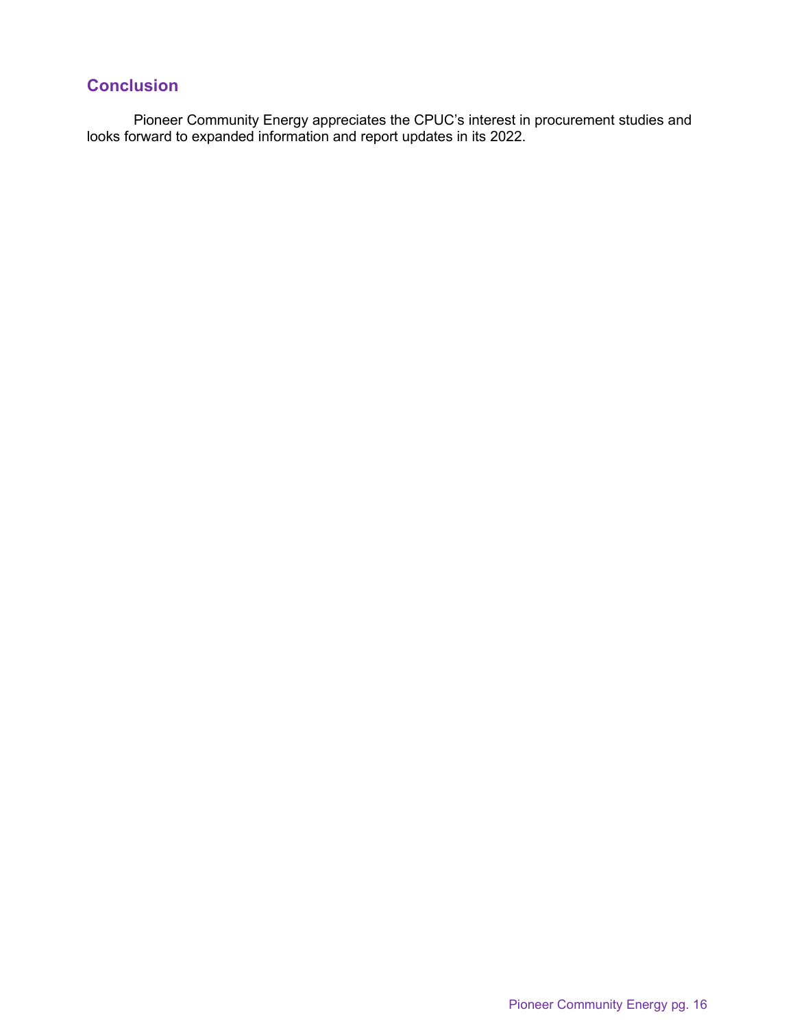## Conclusion

Pioneer Community Energy appreciates the CPUC's interest in procurement studies and looks forward to expanded information and report updates in its 2022.